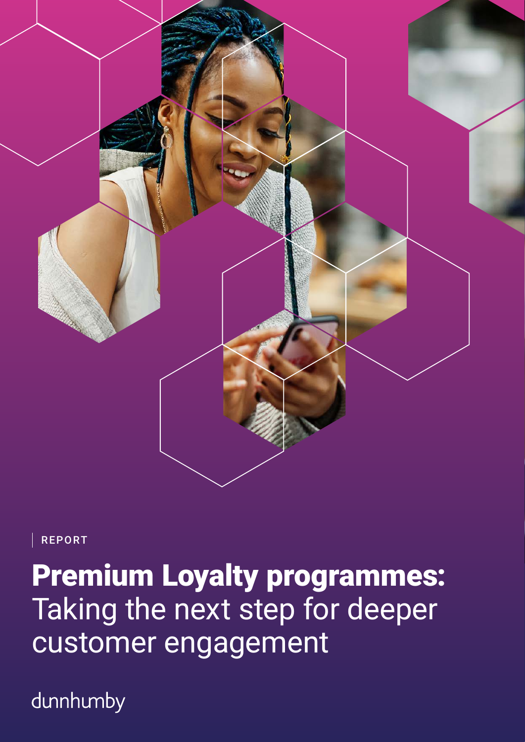REPORT

# **Premium Loyalty programmes:** Taking the next step for deeper customer engagement

dunnhumby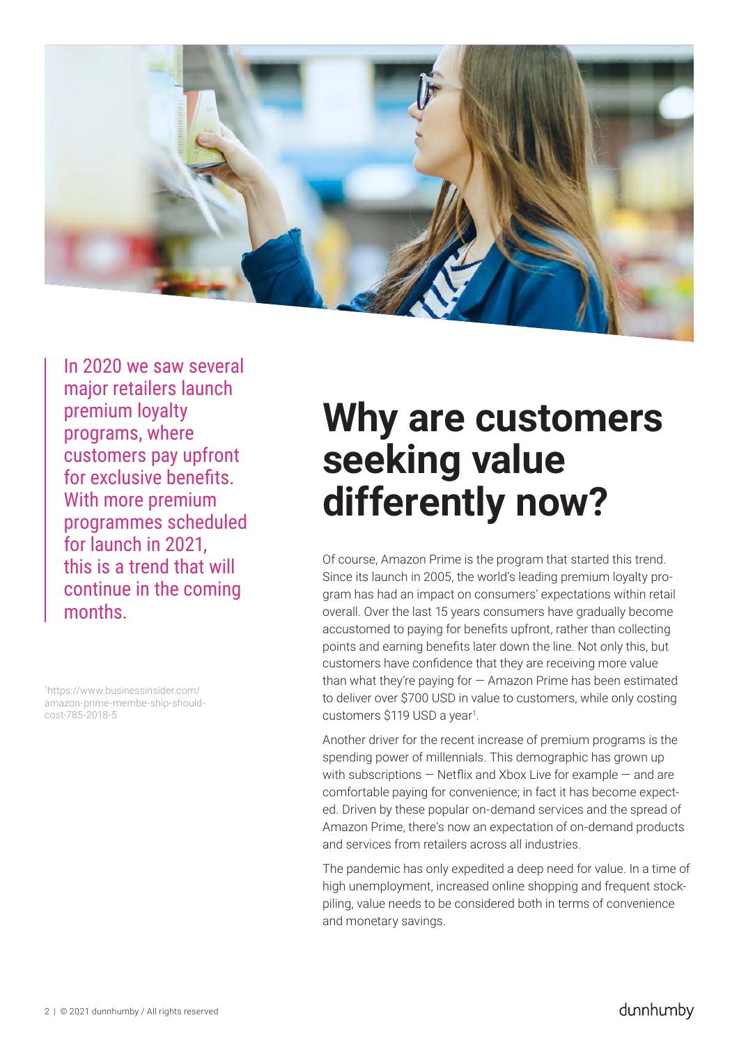In 2020 we saw several major retailers launch premium loyalty programs, where customers pay upfront for exclusive benefits. With more premium programmes scheduled for launch in 2021, this is a trend that will continue in the coming months.

# Why are customers seeking value differently now?

Of course, Amazon Prime is the program that started this trend. Since its launch in 2005, the world's leading premium loyalty program has had an impact on consumers' expectations within retail overall. Over the last 15 years consumers have gradually become accustomed to paying for benefits upfront, rather than collecting points and earning benefits later down the line. Not only this, but customers have confidence that they are receiving more value than what they're paying for — Amazon Prime has been estimated to deliver over $700 USD in value to customers, while only costing customers $119 USD a year[1].

Another driver for the recent increase of premium programs is the spending power of millennials. This demographic has grown up with subscriptions — Netflix and Xbox Live for example — and are comfortable paying for convenience; in fact it has become expected. Driven by these popular on-demand services and the spread of Amazon Prime, there's now an expectation of on-demand products and services from retailers across all industries.

The pandemic has only expedited a deep need for value. In a time of high unemployment, increased online shopping and frequent stockpiling, value needs to be considered both in terms of convenience and monetary savings.

[1]https://www.businessinsider.com/amazon-prime-membe-ship-should-cost-785-2018-5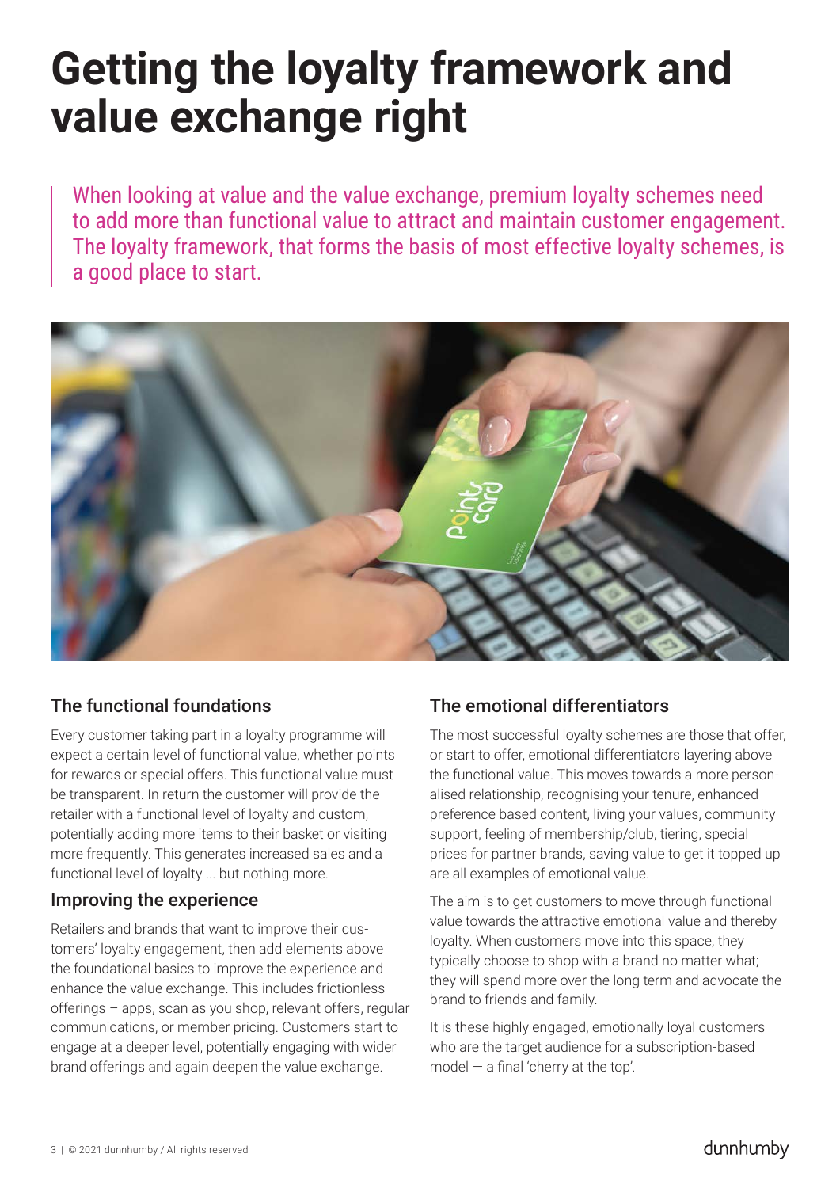# Getting the loyalty framework and value exchange right

When looking at value and the value exchange, premium loyalty schemes need to add more than functional value to attract and maintain customer engagement. The loyalty framework, that forms the basis of most effective loyalty schemes, is a good place to start.

## The functional foundations

Every customer taking part in a loyalty programme will expect a certain level of functional value, whether points for rewards or special offers. This functional value must be transparent. In return the customer will provide the retailer with a functional level of loyalty and custom, potentially adding more items to their basket or visiting more frequently. This generates increased sales and a functional level of loyalty ... but nothing more.

## Improving the experience

Retailers and brands that want to improve their customers' loyalty engagement, then add elements above the foundational basics to improve the experience and enhance the value exchange. This includes frictionless offerings – apps, scan as you shop, relevant offers, regular communications, or member pricing. Customers start to engage at a deeper level, potentially engaging with wider brand offerings and again deepen the value exchange.

## The emotional differentiators

The most successful loyalty schemes are those that offer, or start to offer, emotional differentiators layering above the functional value. This moves towards a more personalised relationship, recognising your tenure, enhanced preference based content, living your values, community support, feeling of membership/club, tiering, special prices for partner brands, saving value to get it topped up are all examples of emotional value.

The aim is to get customers to move through functional value towards the attractive emotional value and thereby loyalty. When customers move into this space, they typically choose to shop with a brand no matter what; they will spend more over the long term and advocate the brand to friends and family.

It is these highly engaged, emotionally loyal customers who are the target audience for a subscription-based model — a final 'cherry at the top'.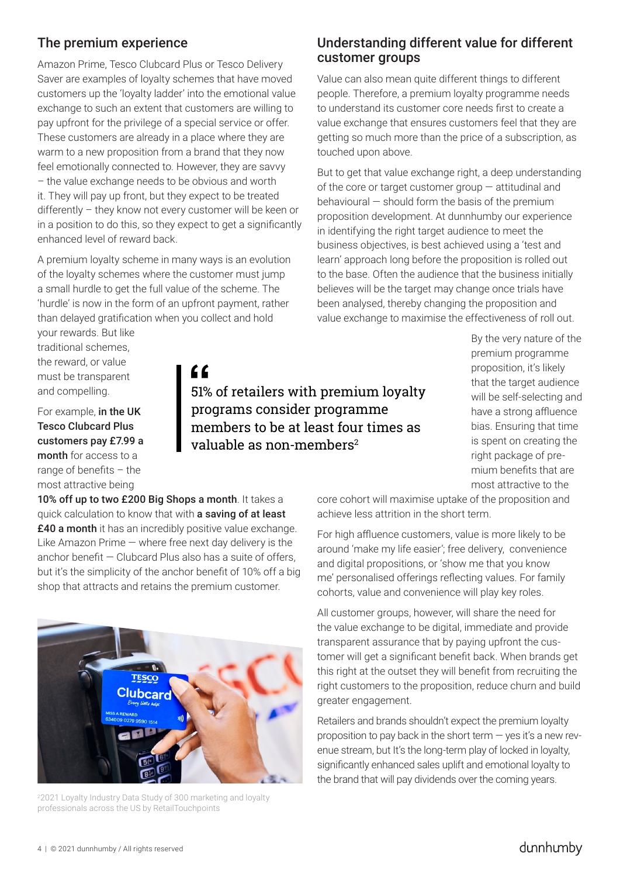## The premium experience

Amazon Prime, Tesco Clubcard Plus or Tesco Delivery Saver are examples of loyalty schemes that have moved customers up the 'loyalty ladder' into the emotional value exchange to such an extent that customers are willing to pay upfront for the privilege of a special service or offer. These customers are already in a place where they are warm to a new proposition from a brand that they now feel emotionally connected to. However, they are savvy – the value exchange needs to be obvious and worth it. They will pay up front, but they expect to be treated differently – they know not every customer will be keen or in a position to do this, so they expect to get a significantly enhanced level of reward back.

A premium loyalty scheme in many ways is an evolution of the loyalty schemes where the customer must jump a small hurdle to get the full value of the scheme. The 'hurdle' is now in the form of an upfront payment, rather than delayed gratification when you collect and hold your rewards. But like traditional schemes, the reward, or value must be transparent and compelling.

For example, **in the UK Tesco Clubcard Plus customers pay £7.99 a month** for access to a range of benefits – the most attractive being **10% off up to two £200 Big Shops a month**. It takes a quick calculation to know that with **a saving of at least £40 a month** it has an incredibly positive value exchange. Like Amazon Prime — where free next day delivery is the anchor benefit — Clubcard Plus also has a suite of offers, but it's the simplicity of the anchor benefit of 10% off a big shop that attracts and retains the premium customer.

> 51% of retailers with premium loyalty programs consider programme members to be at least four times as valuable as non-members[2]

[2] 2021 Loyalty Industry Data Study of 300 marketing and loyalty professionals across the US by RetailTouchpoints

## Understanding different value for different customer groups

Value can also mean quite different things to different people. Therefore, a premium loyalty programme needs to understand its customer core needs first to create a value exchange that ensures customers feel that they are getting so much more than the price of a subscription, as touched upon above.

But to get that value exchange right, a deep understanding of the core or target customer group — attitudinal and behavioural — should form the basis of the premium proposition development. At dunnhumby our experience in identifying the right target audience to meet the business objectives, is best achieved using a 'test and learn' approach long before the proposition is rolled out to the base. Often the audience that the business initially believes will be the target may change once trials have been analysed, thereby changing the proposition and value exchange to maximise the effectiveness of roll out.

By the very nature of the premium programme proposition, it's likely that the target audience will be self-selecting and have a strong affluence bias. Ensuring that time is spent on creating the right package of premium benefits that are most attractive to the core cohort will maximise uptake of the proposition and achieve less attrition in the short term.

For high affluence customers, value is more likely to be around 'make my life easier'; free delivery, convenience and digital propositions, or 'show me that you know me' personalised offerings reflecting values. For family cohorts, value and convenience will play key roles.

All customer groups, however, will share the need for the value exchange to be digital, immediate and provide transparent assurance that by paying upfront the customer will get a significant benefit back. When brands get this right at the outset they will benefit from recruiting the right customers to the proposition, reduce churn and build greater engagement.

Retailers and brands shouldn't expect the premium loyalty proposition to pay back in the short term — yes it's a new revenue stream, but It's the long-term play of locked in loyalty, significantly enhanced sales uplift and emotional loyalty to the brand that will pay dividends over the coming years.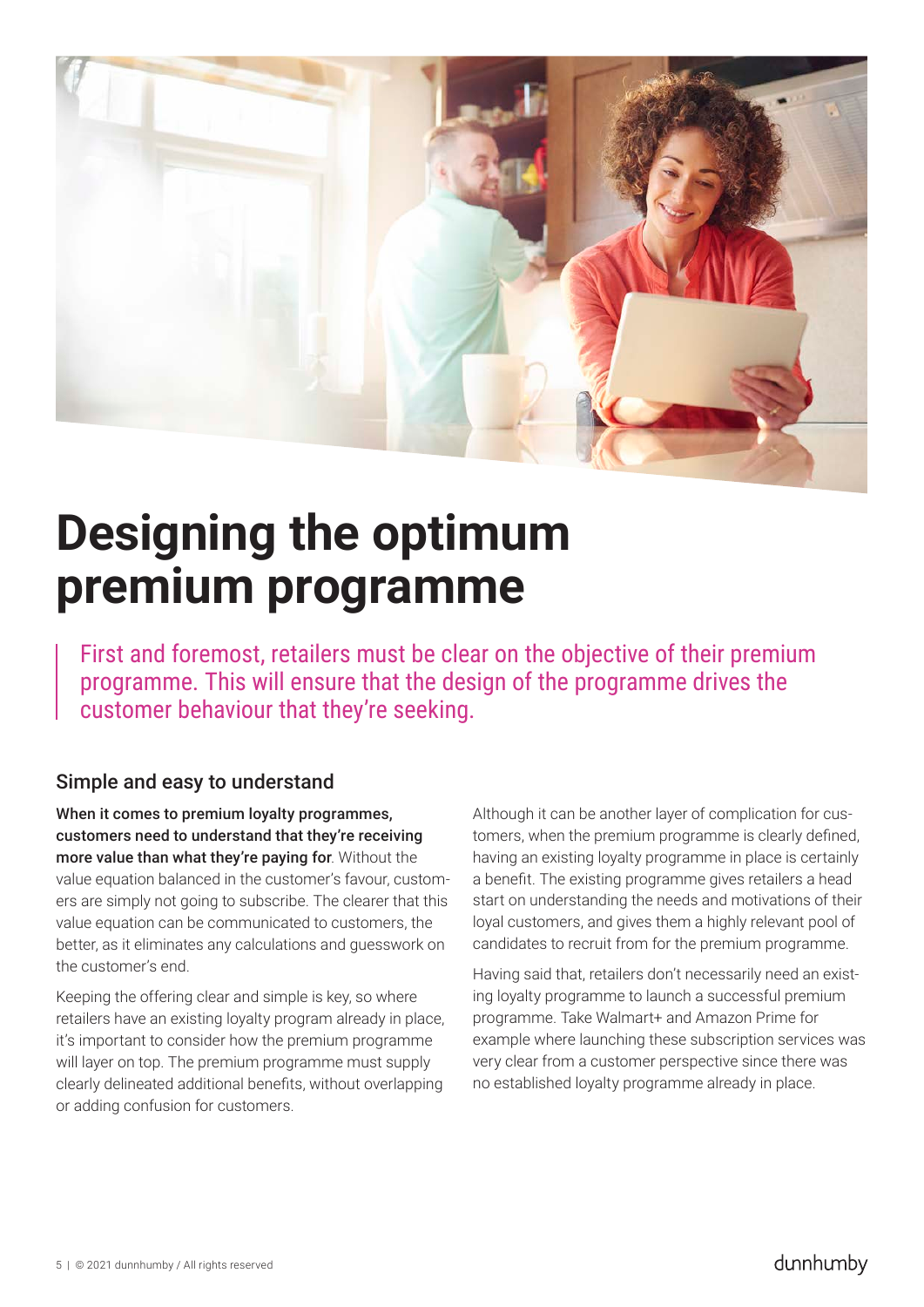# Designing the optimum premium programme

First and foremost, retailers must be clear on the objective of their premium programme. This will ensure that the design of the programme drives the customer behaviour that they're seeking.

## Simple and easy to understand

**When it comes to premium loyalty programmes, customers need to understand that they're receiving more value than what they're paying for**. Without the value equation balanced in the customer's favour, customers are simply not going to subscribe. The clearer that this value equation can be communicated to customers, the better, as it eliminates any calculations and guesswork on the customer's end.

Keeping the offering clear and simple is key, so where retailers have an existing loyalty program already in place, it's important to consider how the premium programme will layer on top. The premium programme must supply clearly delineated additional benefits, without overlapping or adding confusion for customers.

Although it can be another layer of complication for customers, when the premium programme is clearly defined, having an existing loyalty programme in place is certainly a benefit. The existing programme gives retailers a head start on understanding the needs and motivations of their loyal customers, and gives them a highly relevant pool of candidates to recruit from for the premium programme.

Having said that, retailers don't necessarily need an existing loyalty programme to launch a successful premium programme. Take Walmart+ and Amazon Prime for example where launching these subscription services was very clear from a customer perspective since there was no established loyalty programme already in place.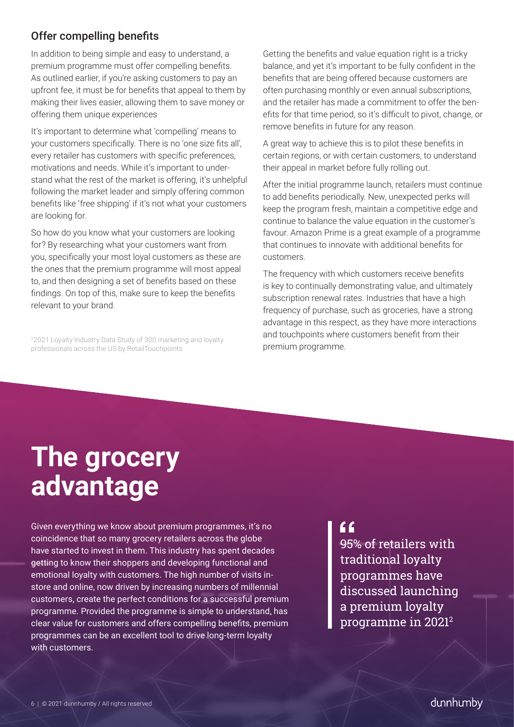## Offer compelling benefits

In addition to being simple and easy to understand, a premium programme must offer compelling benefits. As outlined earlier, if you're asking customers to pay an upfront fee, it must be for benefits that appeal to them by making their lives easier, allowing them to save money or offering them unique experiences

It's important to determine what 'compelling' means to your customers specifically. There is no 'one size fits all', every retailer has customers with specific preferences, motivations and needs. While it's important to understand what the rest of the market is offering, it's unhelpful following the market leader and simply offering common benefits like 'free shipping' if it's not what your customers are looking for.

So how do you know what your customers are looking for? By researching what your customers want from you, specifically your most loyal customers as these are the ones that the premium programme will most appeal to, and then designing a set of benefits based on these findings. On top of this, make sure to keep the benefits relevant to your brand.

Getting the benefits and value equation right is a tricky balance, and yet it's important to be fully confident in the benefits that are being offered because customers are often purchasing monthly or even annual subscriptions, and the retailer has made a commitment to offer the benefits for that time period, so it's difficult to pivot, change, or remove benefits in future for any reason.

A great way to achieve this is to pilot these benefits in certain regions, or with certain customers, to understand their appeal in market before fully rolling out.

After the initial programme launch, retailers must continue to add benefits periodically. New, unexpected perks will keep the program fresh, maintain a competitive edge and continue to balance the value equation in the customer's favour. Amazon Prime is a great example of a programme that continues to innovate with additional benefits for customers.

The frequency with which customers receive benefits is key to continually demonstrating value, and ultimately subscription renewal rates. Industries that have a high frequency of purchase, such as groceries, have a strong advantage in this respect, as they have more interactions and touchpoints where customers benefit from their premium programme.

# The grocery advantage

Given everything we know about premium programmes, it's no coincidence that so many grocery retailers across the globe have started to invest in them. This industry has spent decades getting to know their shoppers and developing functional and emotional loyalty with customers. The high number of visits in-store and online, now driven by increasing numbers of millennial customers, create the perfect conditions for a successful premium programme. Provided the programme is simple to understand, has clear value for customers and offers compelling benefits, premium programmes can be an excellent tool to drive long-term loyalty with customers.

> "95% of retailers with traditional loyalty programmes have discussed launching a premium loyalty programme in 2021[2]

[2] 2021 Loyalty Industry Data Study of 300 marketing and loyalty professionals across the US by RetailTouchpoints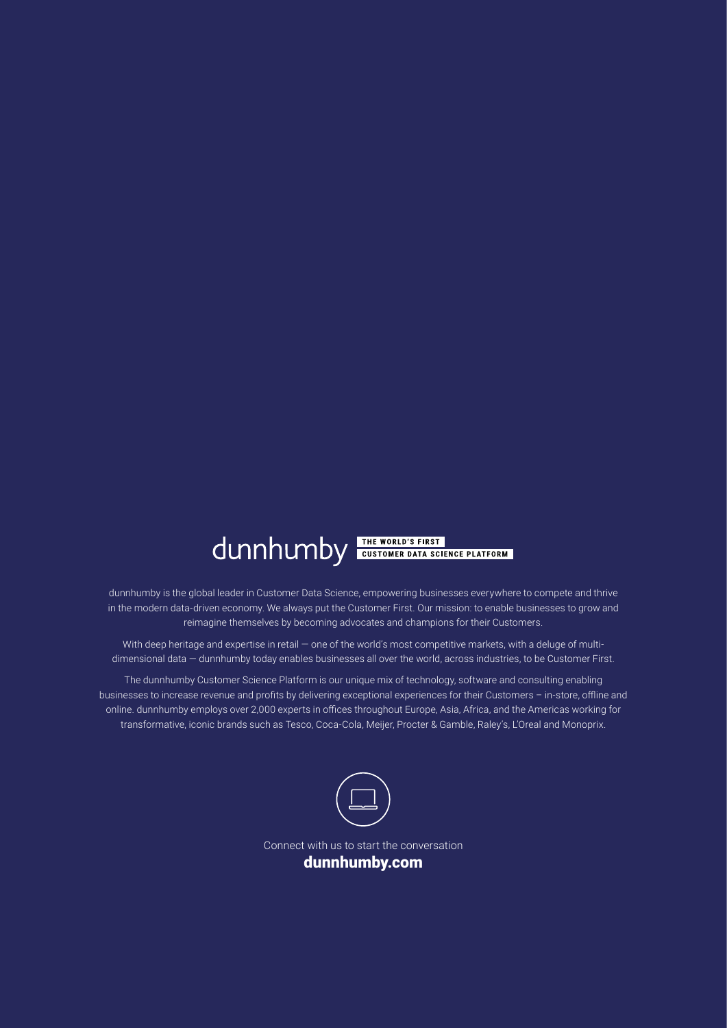dunnhumby THE WORLD'S FIRST CUSTOMER DATA SCIENCE PLATFORM

dunnhumby is the global leader in Customer Data Science, empowering businesses everywhere to compete and thrive in the modern data-driven economy. We always put the Customer First. Our mission: to enable businesses to grow and reimagine themselves by becoming advocates and champions for their Customers.

With deep heritage and expertise in retail — one of the world's most competitive markets, with a deluge of multi-dimensional data — dunnhumby today enables businesses all over the world, across industries, to be Customer First.

The dunnhumby Customer Science Platform is our unique mix of technology, software and consulting enabling businesses to increase revenue and profits by delivering exceptional experiences for their Customers – in-store, offline and online. dunnhumby employs over 2,000 experts in offices throughout Europe, Asia, Africa, and the Americas working for transformative, iconic brands such as Tesco, Coca-Cola, Meijer, Procter & Gamble, Raley's, L'Oreal and Monoprix.

Connect with us to start the conversation

**dunnhumby.com**